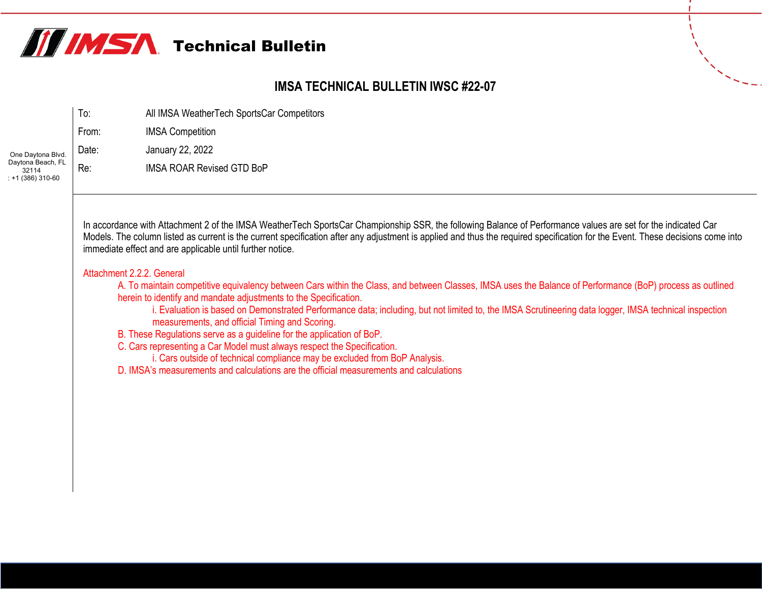# IMSA Technical Bulletin

## IMSA TECHNICAL BULLETIN IWSC #22-07

One Daytona Blvd.
Daytona Beach, FL 32114
: +1 (386) 310-60

| | |
|---|---|
| To: | All IMSA WeatherTech SportsCar Competitors |
| From: | IMSA Competition |
| Date: | January 22, 2022 |
| Re: | IMSA ROAR Revised GTD BoP |

In accordance with Attachment 2 of the IMSA WeatherTech SportsCar Championship SSR, the following Balance of Performance values are set for the indicated Car Models. The column listed as current is the current specification after any adjustment is applied and thus the required specification for the Event. These decisions come into immediate effect and are applicable until further notice.

Attachment 2.2.2. General

- A. To maintain competitive equivalency between Cars within the Class, and between Classes, IMSA uses the Balance of Performance (BoP) process as outlined herein to identify and mandate adjustments to the Specification.
  - i. Evaluation is based on Demonstrated Performance data; including, but not limited to, the IMSA Scrutineering data logger, IMSA technical inspection measurements, and official Timing and Scoring.
- B. These Regulations serve as a guideline for the application of BoP.
- C. Cars representing a Car Model must always respect the Specification.
  - i. Cars outside of technical compliance may be excluded from BoP Analysis.
- D. IMSA's measurements and calculations are the official measurements and calculations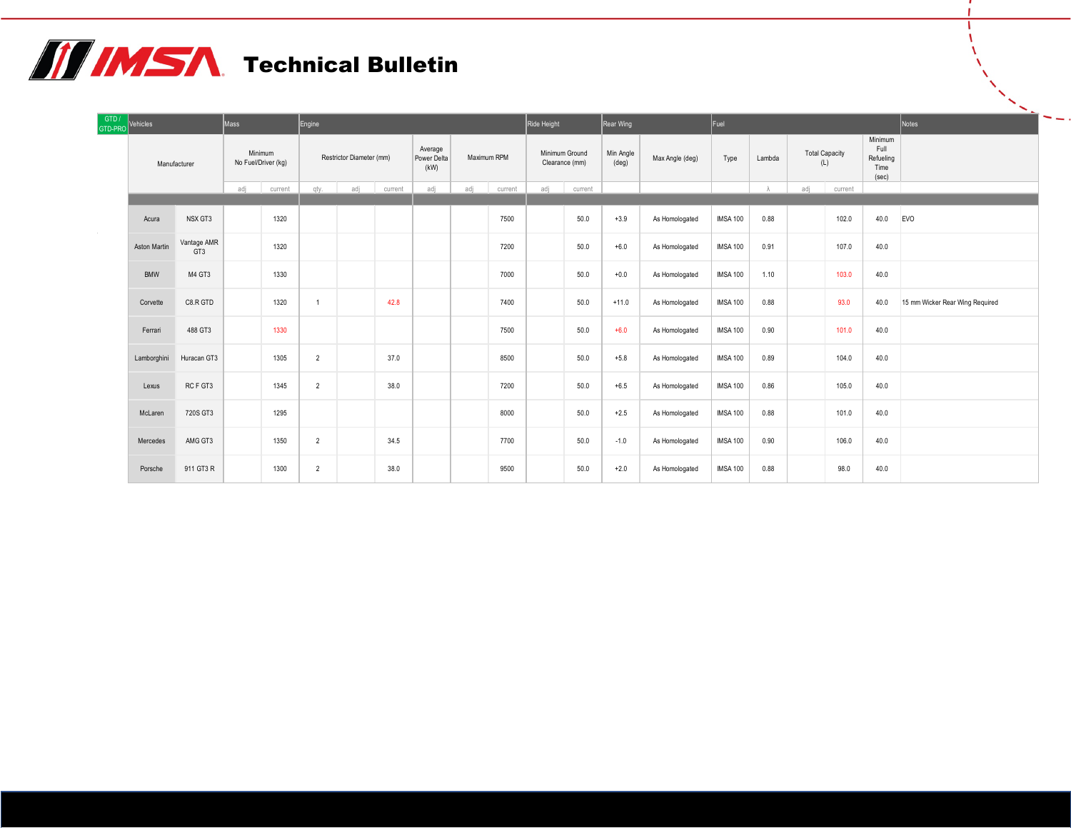# Technical Bulletin

| GTD / GTD-PRO | Vehicles | Mass | | Engine | | | | | | Ride Height | | Rear Wing | | Fuel | | | | | Notes |
|---|---|---|---|---|---|---|---|---|---|---|---|---|---|---|---|---|---|---|---|
| Manufacturer | | Minimum No Fuel/Driver (kg) | | Restrictor Diameter (mm) | | | Average Power Delta (kW) | Maximum RPM | | Minimum Ground Clearance (mm) | | Min Angle (deg) | Max Angle (deg) | Type | Lambda | Total Capacity (L) | | Minimum Full Refueling Time (sec) | |
| | | adj | current | qty. | adj | current | adj | adj | current | adj | current | | | | λ | adj | current | | |
| Acura | NSX GT3 | | 1320 | | | | | | 7500 | | 50.0 | +3.9 | As Homologated | IMSA 100 | 0.88 | | 102.0 | 40.0 | EVO |
| Aston Martin | Vantage AMR GT3 | | 1320 | | | | | | 7200 | | 50.0 | +6.0 | As Homologated | IMSA 100 | 0.91 | | 107.0 | 40.0 | |
| BMW | M4 GT3 | | 1330 | | | | | | 7000 | | 50.0 | +0.0 | As Homologated | IMSA 100 | 1.10 | | 103.0 | 40.0 | |
| Corvette | C8.R GTD | | 1320 | 1 | | 42.8 | | | 7400 | | 50.0 | +11.0 | As Homologated | IMSA 100 | 0.88 | | 93.0 | 40.0 | 15 mm Wicker Rear Wing Required |
| Ferrari | 488 GT3 | | 1330 | | | | | | 7500 | | 50.0 | +6.0 | As Homologated | IMSA 100 | 0.90 | | 101.0 | 40.0 | |
| Lamborghini | Huracan GT3 | | 1305 | 2 | | 37.0 | | | 8500 | | 50.0 | +5.8 | As Homologated | IMSA 100 | 0.89 | | 104.0 | 40.0 | |
| Lexus | RC F GT3 | | 1345 | 2 | | 38.0 | | | 7200 | | 50.0 | +6.5 | As Homologated | IMSA 100 | 0.86 | | 105.0 | 40.0 | |
| McLaren | 720S GT3 | | 1295 | | | | | | 8000 | | 50.0 | +2.5 | As Homologated | IMSA 100 | 0.88 | | 101.0 | 40.0 | |
| Mercedes | AMG GT3 | | 1350 | 2 | | 34.5 | | | 7700 | | 50.0 | -1.0 | As Homologated | IMSA 100 | 0.90 | | 106.0 | 40.0 | |
| Porsche | 911 GT3 R | | 1300 | 2 | | 38.0 | | | 9500 | | 50.0 | +2.0 | As Homologated | IMSA 100 | 0.88 | | 98.0 | 40.0 | |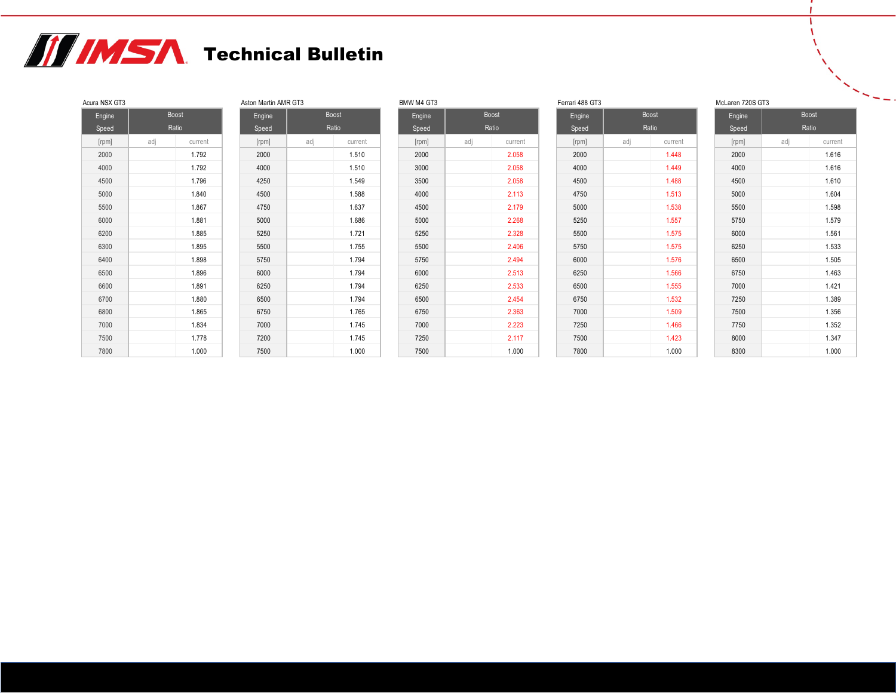# IMSA Technical Bulletin

Acura NSX GT3

| Engine Speed | Boost Ratio | |
|---|---|---|
| [rpm] | adj | current |
| 2000 | | 1.792 |
| 4000 | | 1.792 |
| 4500 | | 1.796 |
| 5000 | | 1.840 |
| 5500 | | 1.867 |
| 6000 | | 1.881 |
| 6200 | | 1.885 |
| 6300 | | 1.895 |
| 6400 | | 1.898 |
| 6500 | | 1.896 |
| 6600 | | 1.891 |
| 6700 | | 1.880 |
| 6800 | | 1.865 |
| 7000 | | 1.834 |
| 7500 | | 1.778 |
| 7800 | | 1.000 |

Aston Martin AMR GT3

| Engine Speed | Boost Ratio | |
|---|---|---|
| [rpm] | adj | current |
| 2000 | | 1.510 |
| 4000 | | 1.510 |
| 4250 | | 1.549 |
| 4500 | | 1.588 |
| 4750 | | 1.637 |
| 5000 | | 1.686 |
| 5250 | | 1.721 |
| 5500 | | 1.755 |
| 5750 | | 1.794 |
| 6000 | | 1.794 |
| 6250 | | 1.794 |
| 6500 | | 1.794 |
| 6750 | | 1.765 |
| 7000 | | 1.745 |
| 7200 | | 1.745 |
| 7500 | | 1.000 |

BMW M4 GT3

| Engine Speed | Boost Ratio | |
|---|---|---|
| [rpm] | adj | current |
| 2000 | | 2.058 |
| 3000 | | 2.058 |
| 3500 | | 2.058 |
| 4000 | | 2.113 |
| 4500 | | 2.179 |
| 5000 | | 2.268 |
| 5250 | | 2.328 |
| 5500 | | 2.406 |
| 5750 | | 2.494 |
| 6000 | | 2.513 |
| 6250 | | 2.533 |
| 6500 | | 2.454 |
| 6750 | | 2.363 |
| 7000 | | 2.223 |
| 7250 | | 2.117 |
| 7500 | | 1.000 |

Ferrari 488 GT3

| Engine Speed | Boost Ratio | |
|---|---|---|
| [rpm] | adj | current |
| 2000 | | 1.448 |
| 4000 | | 1.449 |
| 4500 | | 1.488 |
| 4750 | | 1.513 |
| 5000 | | 1.538 |
| 5250 | | 1.557 |
| 5500 | | 1.575 |
| 5750 | | 1.575 |
| 6000 | | 1.576 |
| 6250 | | 1.566 |
| 6500 | | 1.555 |
| 6750 | | 1.532 |
| 7000 | | 1.509 |
| 7250 | | 1.466 |
| 7500 | | 1.423 |
| 7800 | | 1.000 |

McLaren 720S GT3

| Engine Speed | Boost Ratio | |
|---|---|---|
| [rpm] | adj | current |
| 2000 | | 1.616 |
| 4000 | | 1.616 |
| 4500 | | 1.610 |
| 5000 | | 1.604 |
| 5500 | | 1.598 |
| 5750 | | 1.579 |
| 6000 | | 1.561 |
| 6250 | | 1.533 |
| 6500 | | 1.505 |
| 6750 | | 1.463 |
| 7000 | | 1.421 |
| 7250 | | 1.389 |
| 7500 | | 1.356 |
| 7750 | | 1.352 |
| 8000 | | 1.347 |
| 8300 | | 1.000 |